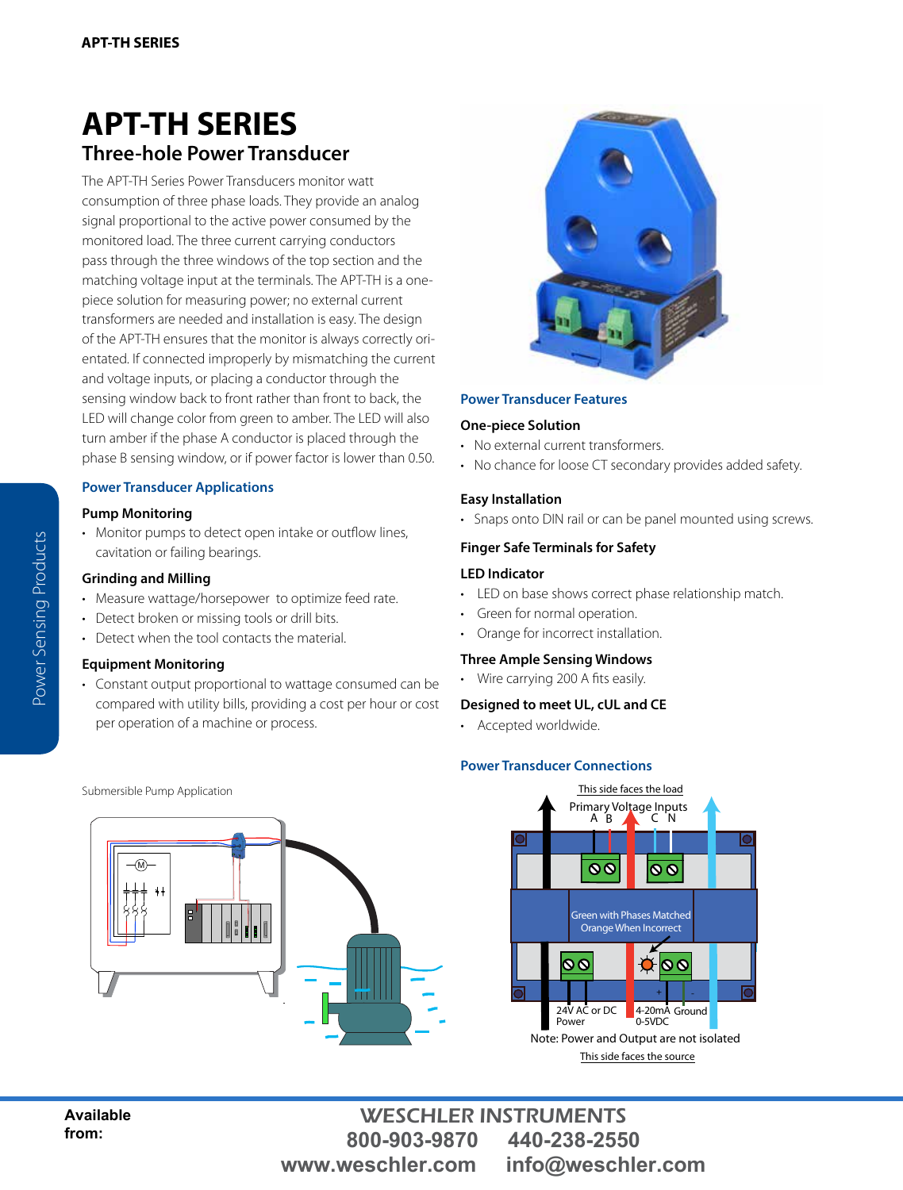# APT-TH SERIES

## Three-hole Power Transducer

The APT-TH Series Power Transducers monitor watt consumption of three phase loads. They provide an analog signal proportional to the active power consumed by the monitored load. The three current carrying conductors pass through the three windows of the top section and the matching voltage input at the terminals. The APT-TH is a one-piece solution for measuring power; no external current transformers are needed and installation is easy. The design of the APT-TH ensures that the monitor is always correctly orientated. If connected improperly by mismatching the current and voltage inputs, or placing a conductor through the sensing window back to front rather than front to back, the LED will change color from green to amber. The LED will also turn amber if the phase A conductor is placed through the phase B sensing window, or if power factor is lower than 0.50.

### Power Transducer Applications

**Pump Monitoring**

- Monitor pumps to detect open intake or outflow lines, cavitation or failing bearings.

**Grinding and Milling**

- Measure wattage/horsepower to optimize feed rate.
- Detect broken or missing tools or drill bits.
- Detect when the tool contacts the material.

**Equipment Monitoring**

- Constant output proportional to wattage consumed can be compared with utility bills, providing a cost per hour or cost per operation of a machine or process.

Submersible Pump Application

### Power Transducer Features

**One-piece Solution**

- No external current transformers.
- No chance for loose CT secondary provides added safety.

**Easy Installation**

- Snaps onto DIN rail or can be panel mounted using screws.

**Finger Safe Terminals for Safety**

**LED Indicator**

- LED on base shows correct phase relationship match.
- Green for normal operation.
- Orange for incorrect installation.

**Three Ample Sensing Windows**

- Wire carrying 200 A fits easily.

**Designed to meet UL, cUL and CE**

- Accepted worldwide.

### Power Transducer Connections

This side faces the load

Primary Voltage Inputs A B C N

Green with Phases Matched
Orange When Incorrect

24V AC or DC Power

4-20mA 0-5VDC

Ground

Note: Power and Output are not isolated

This side faces the source

**Available from:**

WESCHLER INSTRUMENTS
800-903-9870 440-238-2550
www.weschler.com info@weschler.com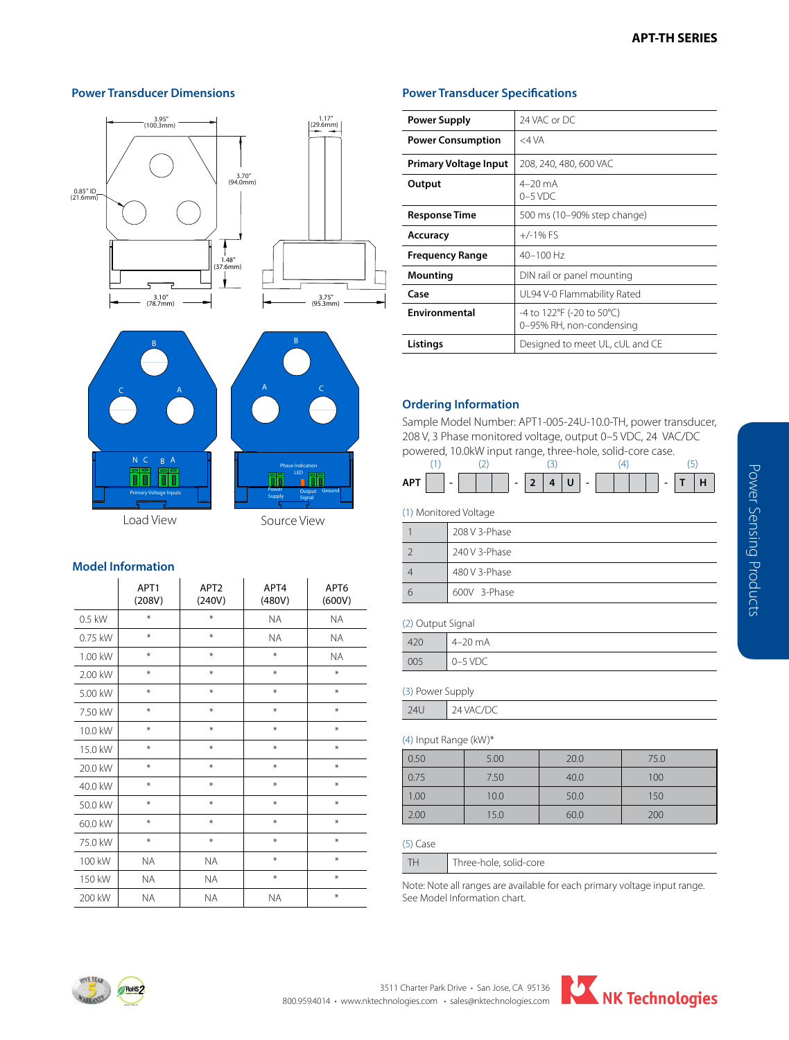## Power Transducer Dimensions

3.95" (100.3mm)

1.17" (29.6mm)

3.70" (94.0mm)

0.85" ID (21.6mm)

1.48" (37.6mm)

3.10" (78.7mm)

3.75" (95.3mm)

B C A

N C B A

Primary Voltage Inputs

Load View

B A C

Phase Indication LED

Power Supply

Output Signal

Ground

Source View

## Model Information

| | APT1 (208V) | APT2 (240V) | APT4 (480V) | APT6 (600V) |
|---|---|---|---|---|
| 0.5 kW | * | * | NA | NA |
| 0.75 kW | * | * | NA | NA |
| 1.00 kW | * | * | * | NA |
| 2.00 kW | * | * | * | * |
| 5.00 kW | * | * | * | * |
| 7.50 kW | * | * | * | * |
| 10.0 kW | * | * | * | * |
| 15.0 kW | * | * | * | * |
| 20.0 kW | * | * | * | * |
| 40.0 kW | * | * | * | * |
| 50.0 kW | * | * | * | * |
| 60.0 kW | * | * | * | * |
| 75.0 kW | * | * | * | * |
| 100 kW | NA | NA | * | * |
| 150 kW | NA | NA | * | * |
| 200 kW | NA | NA | NA | * |

## Power Transducer Specifications

| | |
|---|---|
| **Power Supply** | 24 VAC or DC |
| **Power Consumption** | <4 VA |
| **Primary Voltage Input** | 208, 240, 480, 600 VAC |
| **Output** | 4–20 mA<br>0–5 VDC |
| **Response Time** | 500 ms (10–90% step change) |
| **Accuracy** | +/-1% FS |
| **Frequency Range** | 40–100 Hz |
| **Mounting** | DIN rail or panel mounting |
| **Case** | UL94 V-0 Flammability Rated |
| **Environmental** | -4 to 122°F (-20 to 50°C)<br>0–95% RH, non-condensing |
| **Listings** | Designed to meet UL, cUL and CE |

## Ordering Information

Sample Model Number: APT1-005-24U-10.0-TH, power transducer, 208 V, 3 Phase monitored voltage, output 0–5 VDC, 24 VAC/DC powered, 10.0kW input range, three-hole, solid-core case.

APT (1) - (2) - (3) 2 4 U - (4) - (5) T H

(1) Monitored Voltage

| | |
|---|---|
| 1 | 208 V 3-Phase |
| 2 | 240 V 3-Phase |
| 4 | 480 V 3-Phase |
| 6 | 600V 3-Phase |

(2) Output Signal

| | |
|---|---|
| 420 | 4–20 mA |
| 005 | 0–5 VDC |

(3) Power Supply

| | |
|---|---|
| 24U | 24 VAC/DC |

(4) Input Range (kW)*

| | | | |
|---|---|---|---|
| 0.50 | 5.00 | 20.0 | 75.0 |
| 0.75 | 7.50 | 40.0 | 100 |
| 1.00 | 10.0 | 50.0 | 150 |
| 2.00 | 15.0 | 60.0 | 200 |

(5) Case

| | |
|---|---|
| TH | Three-hole, solid-core |

Note: Note all ranges are available for each primary voltage input range. See Model Information chart.

Power Sensing Products

3511 Charter Park Drive • San Jose, CA 95136
800.959.4014 • www.nktechnologies.com • sales@nktechnologies.com

NK Technologies